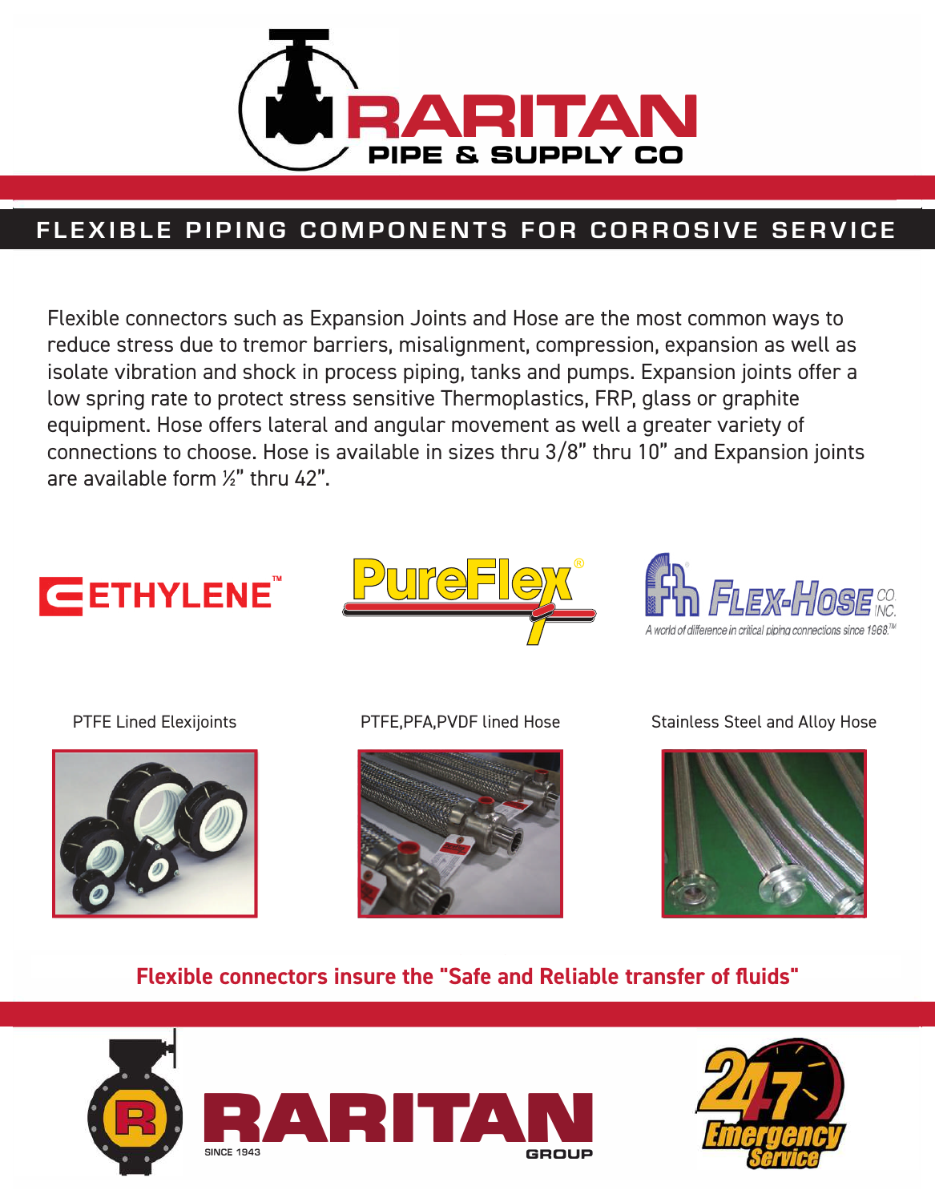# RARITAN PIPE & SUPPLY CO

## FLEXIBLE PIPING COMPONENTS FOR CORROSIVE SERVICE

Flexible connectors such as Expansion Joints and Hose are the most common ways to reduce stress due to tremor barriers, misalignment, compression, expansion as well as isolate vibration and shock in process piping, tanks and pumps. Expansion joints offer a low spring rate to protect stress sensitive Thermoplastics, FRP, glass or graphite equipment. Hose offers lateral and angular movement as well a greater variety of connections to choose. Hose is available in sizes thru 3/8" thru 10" and Expansion joints are available form ½" thru 42".

ETHYLENE™

PureFlex®

FLEX-HOSE CO. INC. — A world of difference in critical piping connections since 1968.™

PTFE Lined Elexijoints

PTFE,PFA,PVDF lined Hose

Stainless Steel and Alloy Hose

**Flexible connectors insure the "Safe and Reliable transfer of fluids"**

RARITAN GROUP — SINCE 1943

24/7 Emergency Service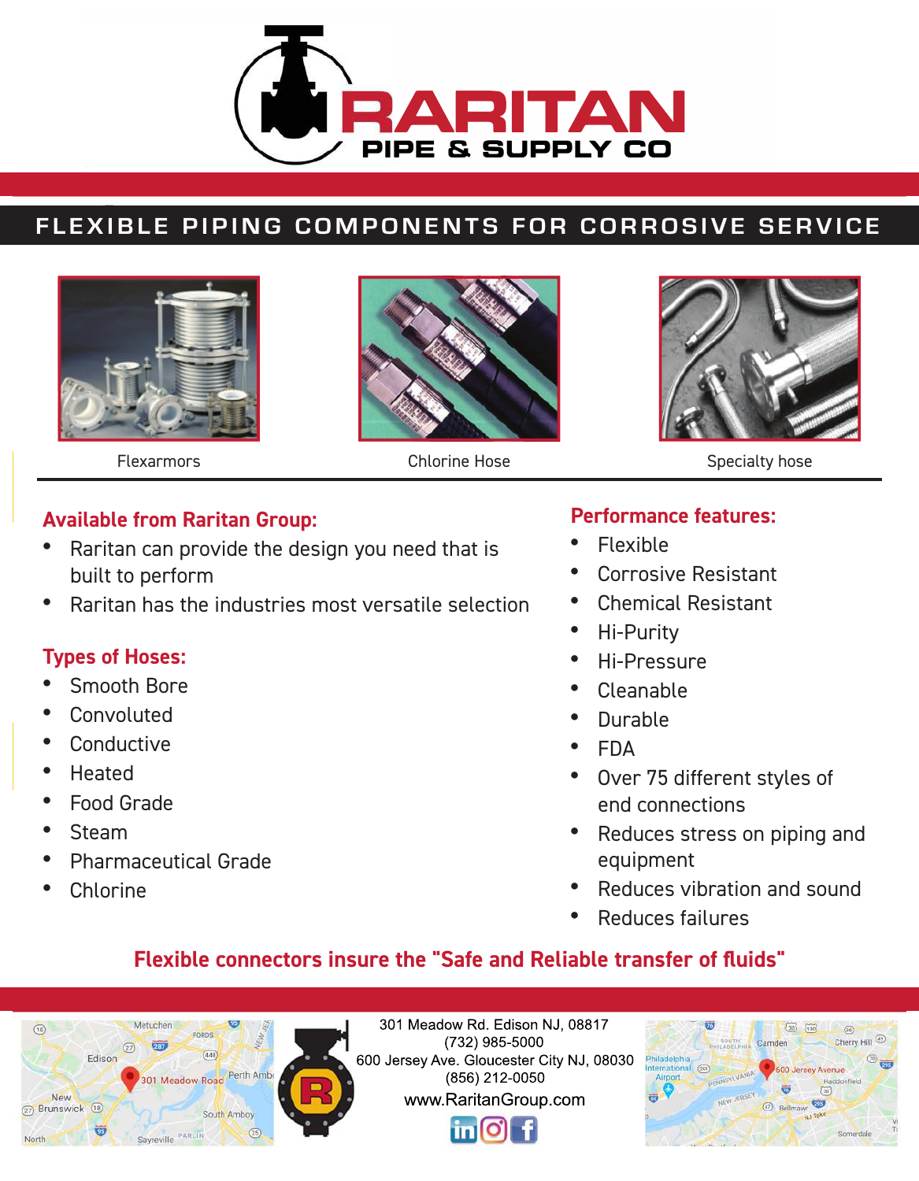# RARITAN
## PIPE & SUPPLY CO

## FLEXIBLE PIPING COMPONENTS FOR CORROSIVE SERVICE

Flexarmors

Chlorine Hose

Specialty hose

### Available from Raritan Group:

- Raritan can provide the design you need that is built to perform
- Raritan has the industries most versatile selection

### Types of Hoses:

- Smooth Bore
- Convoluted
- Conductive
- Heated
- Food Grade
- Steam
- Pharmaceutical Grade
- Chlorine

### Performance features:

- Flexible
- Corrosive Resistant
- Chemical Resistant
- Hi-Purity
- Hi-Pressure
- Cleanable
- Durable
- FDA
- Over 75 different styles of end connections
- Reduces stress on piping and equipment
- Reduces vibration and sound
- Reduces failures

**Flexible connectors insure the "Safe and Reliable transfer of fluids"**

301 Meadow Rd. Edison NJ, 08817
(732) 985-5000
600 Jersey Ave. Gloucester City NJ, 08030
(856) 212-0050
www.RaritanGroup.com